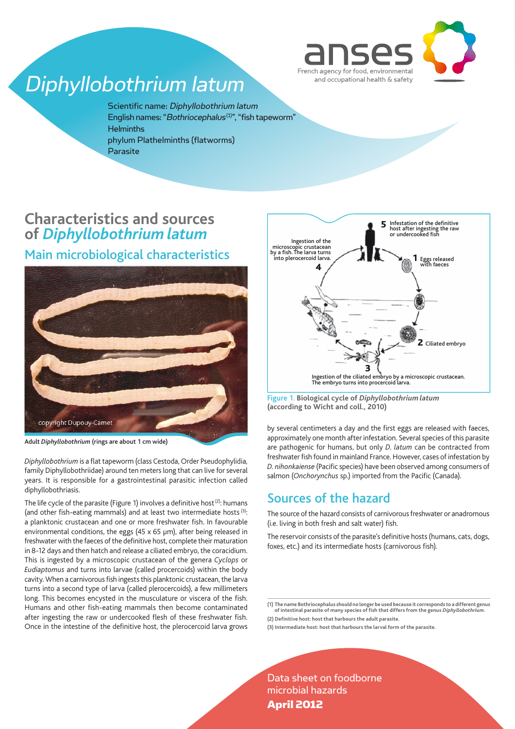# Diphyllobothrium latum

Scientific name: *Diphyllobothrium latum*
English names: "*Bothriocephalus*[(1)]", "fish tapeworm"
Helminths
phylum Plathelminths (flatworms)
Parasite

## Characteristics and sources of *Diphyllobothrium latum*

### Main microbiological characteristics

copyright Dupouy-Camet

Adult *Diphyllobothrium* (rings are about 1 cm wide)

*Diphyllobothrium* is a flat tapeworm (class Cestoda, Order Pseudophylidia, family Diphyllobothriidae) around ten meters long that can live for several years. It is responsible for a gastrointestinal parasitic infection called diphyllobothriasis.

The life cycle of the parasite (Figure 1) involves a definitive host [(2)]: humans (and other fish-eating mammals) and at least two intermediate hosts [(3)]: a planktonic crustacean and one or more freshwater fish. In favourable environmental conditions, the eggs (45 x 65 µm), after being released in freshwater with the faeces of the definitive host, complete their maturation in 8-12 days and then hatch and release a ciliated embryo, the coracidium. This is ingested by a microscopic crustacean of the genera *Cyclops* or *Eudiaptomus* and turns into larvae (called procercoids) within the body cavity. When a carnivorous fish ingests this planktonic crustacean, the larva turns into a second type of larva (called plerocercoids), a few millimeters long. This becomes encysted in the musculature or viscera of the fish. Humans and other fish-eating mammals then become contaminated after ingesting the raw or undercooked flesh of these freshwater fish. Once in the intestine of the definitive host, the plerocercoid larva grows by several centimeters a day and the first eggs are released with faeces, approximately one month after infestation. Several species of this parasite are pathogenic for humans, but only *D. latum* can be contracted from freshwater fish found in mainland France. However, cases of infestation by *D. nihonkaiense* (Pacific species) have been observed among consumers of salmon (*Onchorynchus* sp.) imported from the Pacific (Canada).

5 Infestation of the definitive host after ingesting the raw or undercooked fish

1 Eggs released with faeces

2 Ciliated embryo

3 Ingestion of the ciliated embryo by a microscopic crustacean. The embryo turns into procercoid larva.

4 Ingestion of the microscopic crustacean by a fish. The larva turns into plerocercoid larva.

Figure 1. **Biological cycle of *Diphyllobothrium latum* (according to Wicht and coll., 2010)**

### Sources of the hazard

The source of the hazard consists of carnivorous freshwater or anadromous (i.e. living in both fresh and salt water) fish.

The reservoir consists of the parasite's definitive hosts (humans, cats, dogs, foxes, etc.) and its intermediate hosts (carnivorous fish).

(1) The name Bothriocephalus should no longer be used because it corresponds to a different genus of intestinal parasite of many species of fish that differs from the genus *Diphyllobothrium*.

(2) Definitive host: host that harbours the adult parasite.

(3) Intermediate host: host that harbours the larval form of the parasite.

Data sheet on foodborne microbial hazards
**April 2012**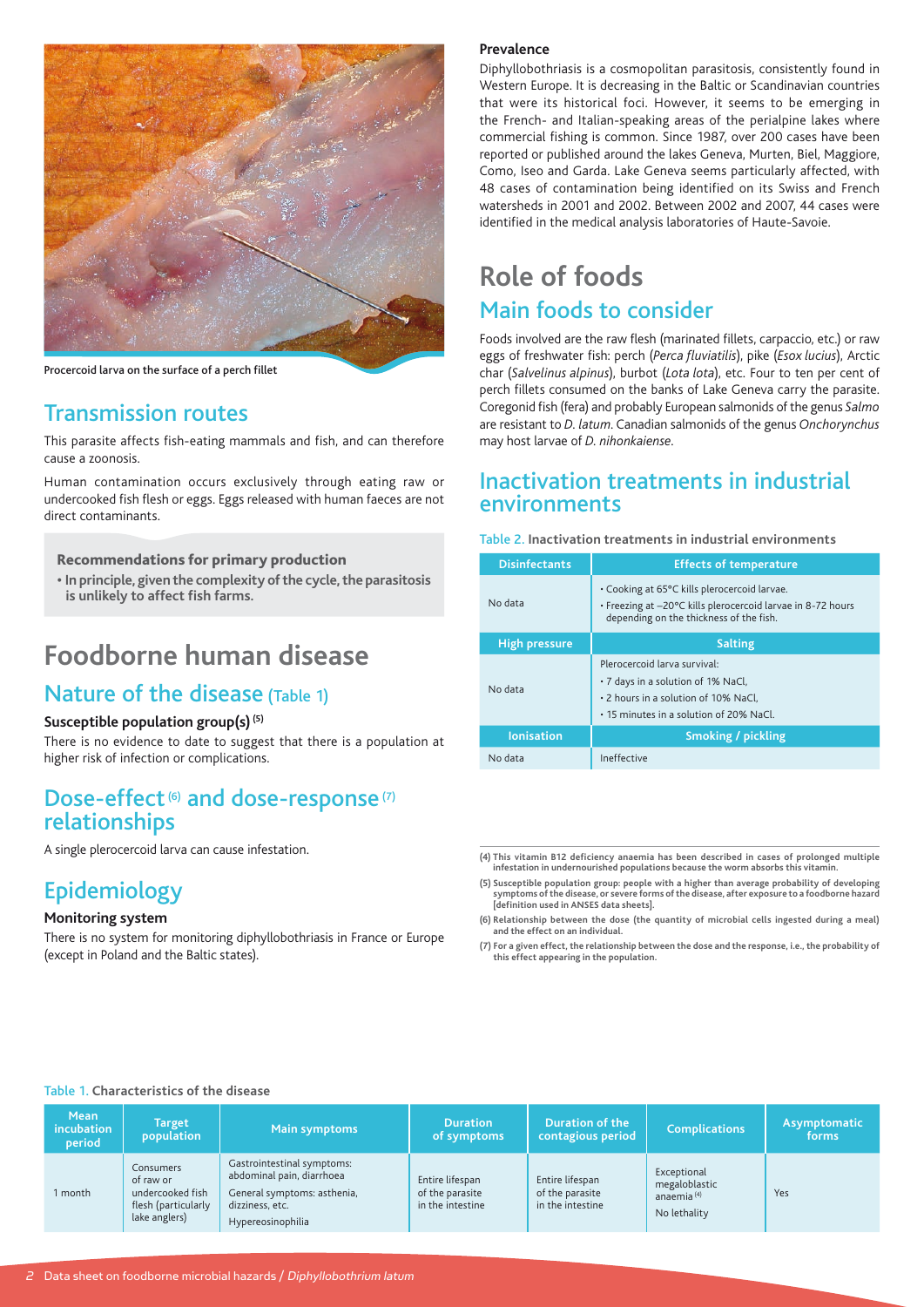Procercoid larva on the surface of a perch fillet

## Transmission routes

This parasite affects fish-eating mammals and fish, and can therefore cause a zoonosis.

Human contamination occurs exclusively through eating raw or undercooked fish flesh or eggs. Eggs released with human faeces are not direct contaminants.

> **Recommendations for primary production**
>
> - **In principle, given the complexity of the cycle, the parasitosis is unlikely to affect fish farms.**

# Foodborne human disease

## Nature of the disease (Table 1)

### Susceptible population group(s) [5]

There is no evidence to date to suggest that there is a population at higher risk of infection or complications.

## Dose-effect [6] and dose-response [7] relationships

A single plerocercoid larva can cause infestation.

## Epidemiology

### Monitoring system

There is no system for monitoring diphyllobothriasis in France or Europe (except in Poland and the Baltic states).

### Prevalence

Diphyllobothriasis is a cosmopolitan parasitosis, consistently found in Western Europe. It is decreasing in the Baltic or Scandinavian countries that were its historical foci. However, it seems to be emerging in the French- and Italian-speaking areas of the perialpine lakes where commercial fishing is common. Since 1987, over 200 cases have been reported or published around the lakes Geneva, Murten, Biel, Maggiore, Como, Iseo and Garda. Lake Geneva seems particularly affected, with 48 cases of contamination being identified on its Swiss and French watersheds in 2001 and 2002. Between 2002 and 2007, 44 cases were identified in the medical analysis laboratories of Haute-Savoie.

# Role of foods

## Main foods to consider

Foods involved are the raw flesh (marinated fillets, carpaccio, etc.) or raw eggs of freshwater fish: perch (*Perca fluviatilis*), pike (*Esox lucius*), Arctic char (*Salvelinus alpinus*), burbot (*Lota lota*), etc. Four to ten per cent of perch fillets consumed on the banks of Lake Geneva carry the parasite. Coregonid fish (fera) and probably European salmonids of the genus *Salmo* are resistant to *D. latum*. Canadian salmonids of the genus *Onchorynchus* may host larvae of *D. nihonkaiense*.

## Inactivation treatments in industrial environments

Table 2. **Inactivation treatments in industrial environments**

| Disinfectants | Effects of temperature |
|---|---|
| No data | • Cooking at 65°C kills plerocercoid larvae.<br>• Freezing at −20°C kills plerocercoid larvae in 8-72 hours depending on the thickness of the fish. |
| **High pressure** | **Salting** |
| No data | Plerocercoid larva survival:<br>• 7 days in a solution of 1% NaCl,<br>• 2 hours in a solution of 10% NaCl,<br>• 15 minutes in a solution of 20% NaCl. |
| **Ionisation** | **Smoking / pickling** |
| No data | Ineffective |

(4) This vitamin B12 deficiency anaemia has been described in cases of prolonged multiple infestation in undernourished populations because the worm absorbs this vitamin.

(5) Susceptible population group: people with a higher than average probability of developing symptoms of the disease, or severe forms of the disease, after exposure to a foodborne hazard [definition used in ANSES data sheets].

(6) Relationship between the dose (the quantity of microbial cells ingested during a meal) and the effect on an individual.

(7) For a given effect, the relationship between the dose and the response, i.e., the probability of this effect appearing in the population.

Table 1. **Characteristics of the disease**

| Mean incubation period | Target population | Main symptoms | Duration of symptoms | Duration of the contagious period | Complications | Asymptomatic forms |
|---|---|---|---|---|---|---|
| 1 month | Consumers of raw or undercooked fish flesh (particularly lake anglers) | Gastrointestinal symptoms: abdominal pain, diarrhoea<br>General symptoms: asthenia, dizziness, etc.<br>Hypereosinophilia | Entire lifespan of the parasite in the intestine | Entire lifespan of the parasite in the intestine | Exceptional megaloblastic anaemia [4]<br>No lethality | Yes |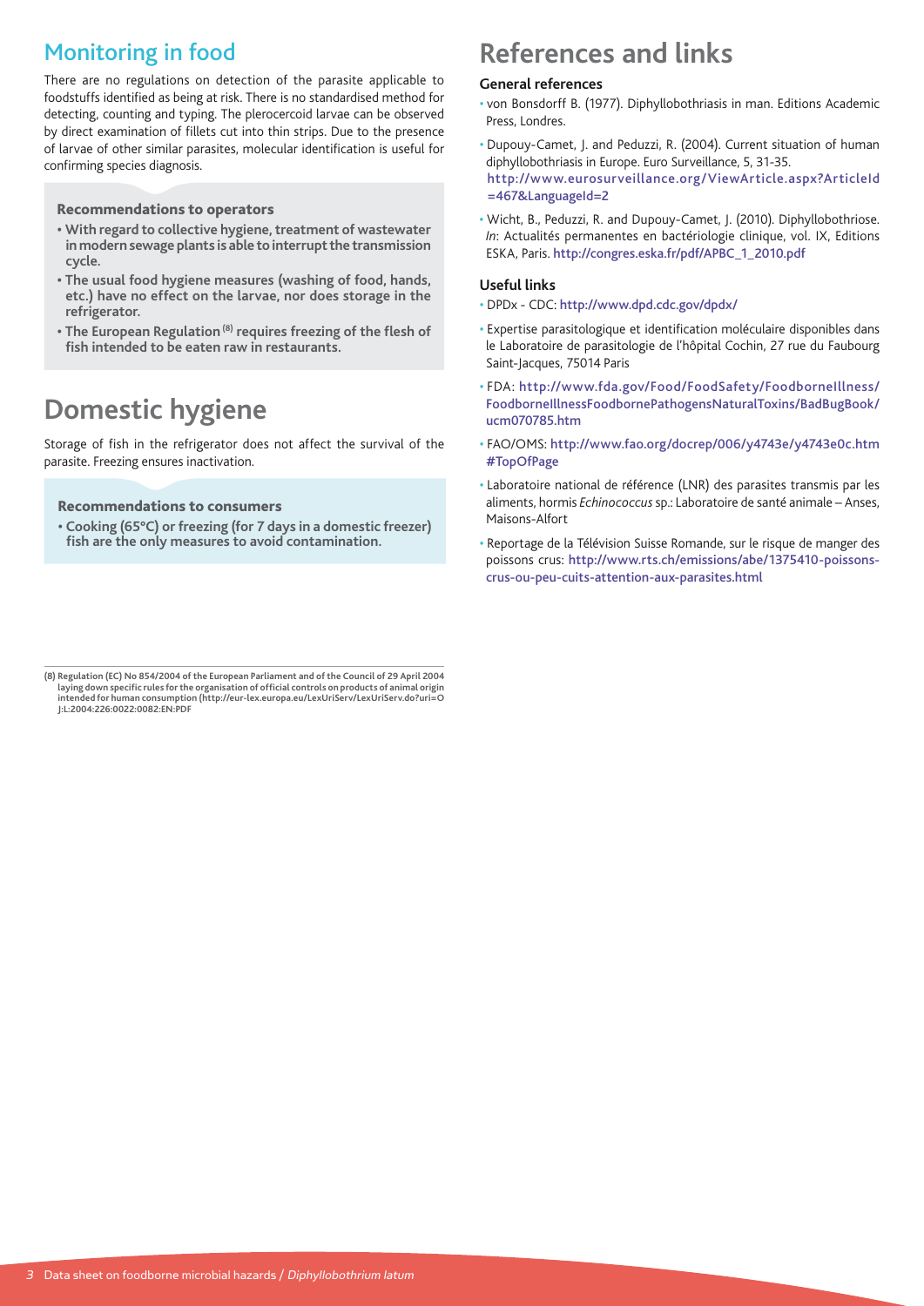## Monitoring in food

There are no regulations on detection of the parasite applicable to foodstuffs identified as being at risk. There is no standardised method for detecting, counting and typing. The plerocercoid larvae can be observed by direct examination of fillets cut into thin strips. Due to the presence of larvae of other similar parasites, molecular identification is useful for confirming species diagnosis.

**Recommendations to operators**

- **With regard to collective hygiene, treatment of wastewater in modern sewage plants is able to interrupt the transmission cycle.**
- **The usual food hygiene measures (washing of food, hands, etc.) have no effect on the larvae, nor does storage in the refrigerator.**
- **The European Regulation [8] requires freezing of the flesh of fish intended to be eaten raw in restaurants.**

# Domestic hygiene

Storage of fish in the refrigerator does not affect the survival of the parasite. Freezing ensures inactivation.

**Recommendations to consumers**

- **Cooking (65°C) or freezing (for 7 days in a domestic freezer) fish are the only measures to avoid contamination.**

(8) Regulation (EC) No 854/2004 of the European Parliament and of the Council of 29 April 2004 laying down specific rules for the organisation of official controls on products of animal origin intended for human consumption (http://eur-lex.europa.eu/LexUriServ/LexUriServ.do?uri=OJ:L:2004:226:0022:0082:EN:PDF

# References and links

### General references

- von Bonsdorff B. (1977). Diphyllobothriasis in man. Editions Academic Press, Londres.
- Dupouy-Camet, J. and Peduzzi, R. (2004). Current situation of human diphyllobothriasis in Europe. Euro Surveillance, 5, 31-35. http://www.eurosurveillance.org/ViewArticle.aspx?ArticleId=467&LanguageId=2
- Wicht, B., Peduzzi, R. and Dupouy-Camet, J. (2010). Diphyllobothriose. *In*: Actualités permanentes en bactériologie clinique, vol. IX, Editions ESKA, Paris. http://congres.eska.fr/pdf/APBC_1_2010.pdf

### Useful links

- DPDx - CDC: http://www.dpd.cdc.gov/dpdx/
- Expertise parasitologique et identification moléculaire disponibles dans le Laboratoire de parasitologie de l'hôpital Cochin, 27 rue du Faubourg Saint-Jacques, 75014 Paris
- FDA: http://www.fda.gov/Food/FoodSafety/FoodborneIllness/FoodborneIllnessFoodbornePathogensNaturalToxins/BadBugBook/ucm070785.htm
- FAO/OMS: http://www.fao.org/docrep/006/y4743e/y4743e0c.htm#TopOfPage
- Laboratoire national de référence (LNR) des parasites transmis par les aliments, hormis *Echinococcus* sp.: Laboratoire de santé animale – Anses, Maisons-Alfort
- Reportage de la Télévision Suisse Romande, sur le risque de manger des poissons crus: http://www.rts.ch/emissions/abe/1375410-poissons-crus-ou-peu-cuits-attention-aux-parasites.html